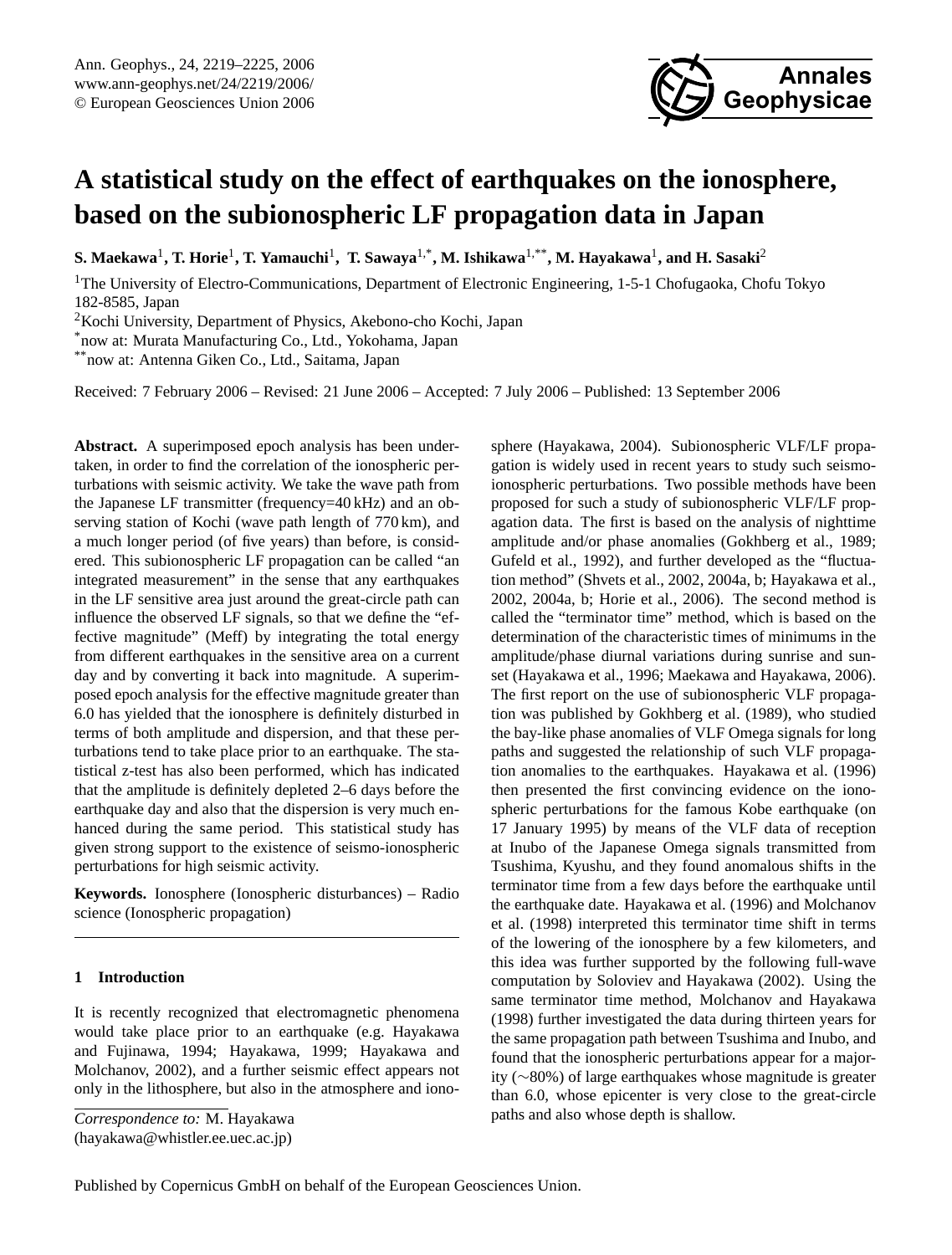# A statistical study on the effect of earthquakes on the ionosphere, based on the subionospheric LF propagation data in Japan

**S. Maekawa[1], T. Horie[1], T. Yamauchi[1], T. Sawaya[1,*], M. Ishikawa[1,**], M. Hayakawa[1], and H. Sasaki[2]**

[1]The University of Electro-Communications, Department of Electronic Engineering, 1-5-1 Chofugaoka, Chofu Tokyo 182-8585, Japan

[2]Kochi University, Department of Physics, Akebono-cho Kochi, Japan

[*]now at: Murata Manufacturing Co., Ltd., Yokohama, Japan

[**]now at: Antenna Giken Co., Ltd., Saitama, Japan

Received: 7 February 2006 – Revised: 21 June 2006 – Accepted: 7 July 2006 – Published: 13 September 2006

**Abstract.** A superimposed epoch analysis has been undertaken, in order to find the correlation of the ionospheric perturbations with seismic activity. We take the wave path from the Japanese LF transmitter (frequency=40 kHz) and an observing station of Kochi (wave path length of 770 km), and a much longer period (of five years) than before, is considered. This subionospheric LF propagation can be called "an integrated measurement" in the sense that any earthquakes in the LF sensitive area just around the great-circle path can influence the observed LF signals, so that we define the "effective magnitude" (Meff) by integrating the total energy from different earthquakes in the sensitive area on a current day and by converting it back into magnitude. A superimposed epoch analysis for the effective magnitude greater than 6.0 has yielded that the ionosphere is definitely disturbed in terms of both amplitude and dispersion, and that these perturbations tend to take place prior to an earthquake. The statistical z-test has also been performed, which has indicated that the amplitude is definitely depleted 2–6 days before the earthquake day and also that the dispersion is very much enhanced during the same period. This statistical study has given strong support to the existence of seismo-ionospheric perturbations for high seismic activity.

**Keywords.** Ionosphere (Ionospheric disturbances) – Radio science (Ionospheric propagation)

## 1 Introduction

It is recently recognized that electromagnetic phenomena would take place prior to an earthquake (e.g. Hayakawa and Fujinawa, 1994; Hayakawa, 1999; Hayakawa and Molchanov, 2002), and a further seismic effect appears not only in the lithosphere, but also in the atmosphere and ionosphere (Hayakawa, 2004). Subionospheric VLF/LF propagation is widely used in recent years to study such seismo-ionospheric perturbations. Two possible methods have been proposed for such a study of subionospheric VLF/LF propagation data. The first is based on the analysis of nighttime amplitude and/or phase anomalies (Gokhberg et al., 1989; Gufeld et al., 1992), and further developed as the "fluctuation method" (Shvets et al., 2002, 2004a, b; Hayakawa et al., 2002, 2004a, b; Horie et al., 2006). The second method is called the "terminator time" method, which is based on the determination of the characteristic times of minimums in the amplitude/phase diurnal variations during sunrise and sunset (Hayakawa et al., 1996; Maekawa and Hayakawa, 2006). The first report on the use of subionospheric VLF propagation was published by Gokhberg et al. (1989), who studied the bay-like phase anomalies of VLF Omega signals for long paths and suggested the relationship of such VLF propagation anomalies to the earthquakes. Hayakawa et al. (1996) then presented the first convincing evidence on the ionospheric perturbations for the famous Kobe earthquake (on 17 January 1995) by means of the VLF data of reception at Inubo of the Japanese Omega signals transmitted from Tsushima, Kyushu, and they found anomalous shifts in the terminator time from a few days before the earthquake until the earthquake date. Hayakawa et al. (1996) and Molchanov et al. (1998) interpreted this terminator time shift in terms of the lowering of the ionosphere by a few kilometers, and this idea was further supported by the following full-wave computation by Soloviev and Hayakawa (2002). Using the same terminator time method, Molchanov and Hayakawa (1998) further investigated the data during thirteen years for the same propagation path between Tsushima and Inubo, and found that the ionospheric perturbations appear for a majority (∼80%) of large earthquakes whose magnitude is greater than 6.0, whose epicenter is very close to the great-circle paths and also whose depth is shallow.

*Correspondence to:* M. Hayakawa (hayakawa@whistler.ee.uec.ac.jp)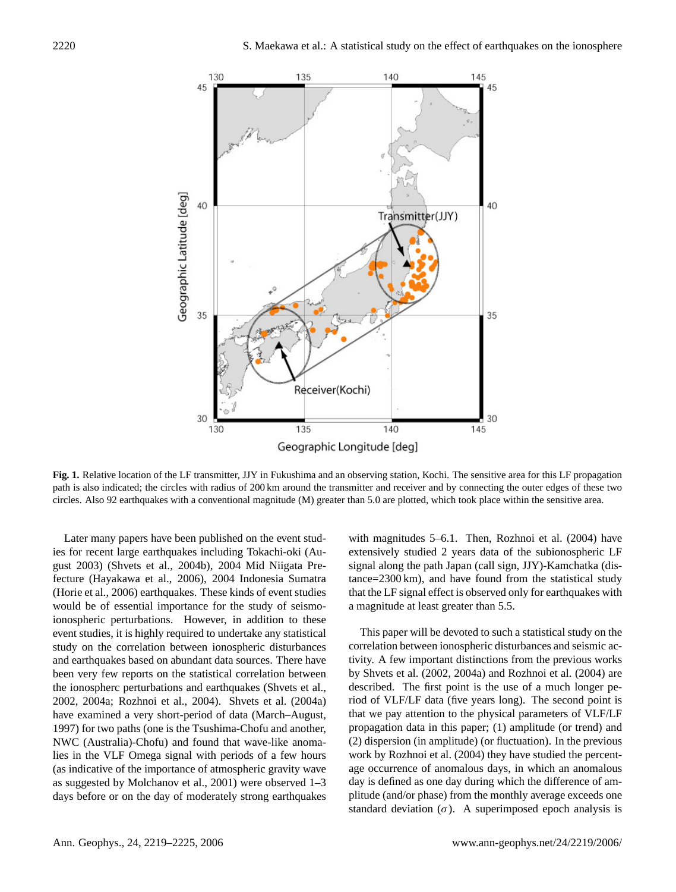**Fig. 1.** Relative location of the LF transmitter, JJY in Fukushima and an observing station, Kochi. The sensitive area for this LF propagation path is also indicated; the circles with radius of 200 km around the transmitter and receiver and by connecting the outer edges of these two circles. Also 92 earthquakes with a conventional magnitude (M) greater than 5.0 are plotted, which took place within the sensitive area.

Later many papers have been published on the event studies for recent large earthquakes including Tokachi-oki (August 2003) (Shvets et al., 2004b), 2004 Mid Niigata Prefecture (Hayakawa et al., 2006), 2004 Indonesia Sumatra (Horie et al., 2006) earthquakes. These kinds of event studies would be of essential importance for the study of seismo-ionospheric perturbations. However, in addition to these event studies, it is highly required to undertake any statistical study on the correlation between ionospheric disturbances and earthquakes based on abundant data sources. There have been very few reports on the statistical correlation between the ionospherc perturbations and earthquakes (Shvets et al., 2002, 2004a; Rozhnoi et al., 2004). Shvets et al. (2004a) have examined a very short-period of data (March–August, 1997) for two paths (one is the Tsushima-Chofu and another, NWC (Australia)-Chofu) and found that wave-like anomalies in the VLF Omega signal with periods of a few hours (as indicative of the importance of atmospheric gravity wave as suggested by Molchanov et al., 2001) were observed 1–3 days before or on the day of moderately strong earthquakes with magnitudes 5–6.1. Then, Rozhnoi et al. (2004) have extensively studied 2 years data of the subionospheric LF signal along the path Japan (call sign, JJY)-Kamchatka (distance=2300 km), and have found from the statistical study that the LF signal effect is observed only for earthquakes with a magnitude at least greater than 5.5.

This paper will be devoted to such a statistical study on the correlation between ionospheric disturbances and seismic activity. A few important distinctions from the previous works by Shvets et al. (2002, 2004a) and Rozhnoi et al. (2004) are described. The first point is the use of a much longer period of VLF/LF data (five years long). The second point is that we pay attention to the physical parameters of VLF/LF propagation data in this paper; (1) amplitude (or trend) and (2) dispersion (in amplitude) (or fluctuation). In the previous work by Rozhnoi et al. (2004) they have studied the percentage occurrence of anomalous days, in which an anomalous day is defined as one day during which the difference of amplitude (and/or phase) from the monthly average exceeds one standard deviation ($\sigma$). A superimposed epoch analysis is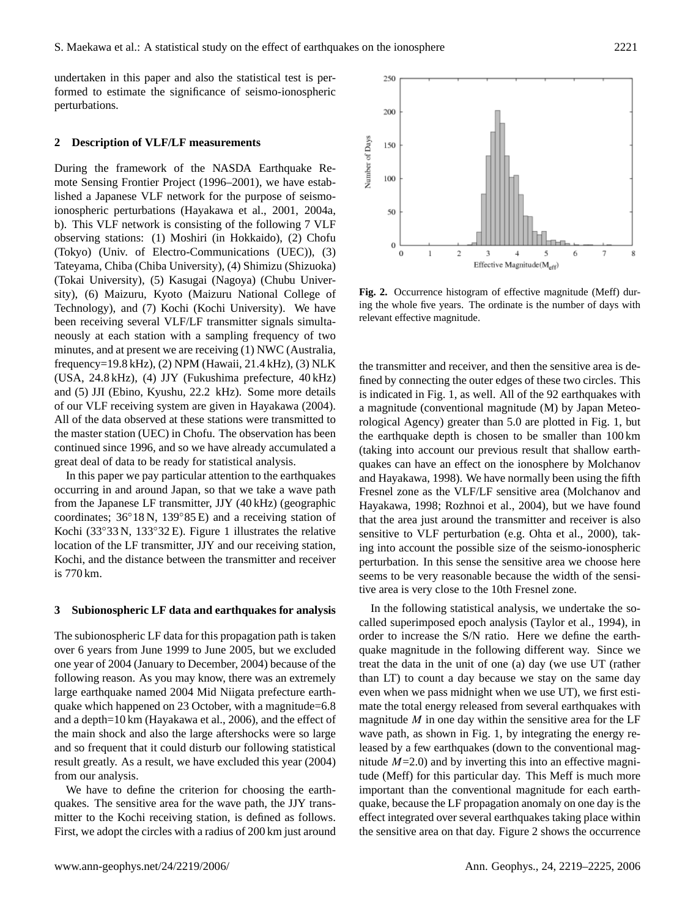undertaken in this paper and also the statistical test is performed to estimate the significance of seismo-ionospheric perturbations.

## 2 Description of VLF/LF measurements

During the framework of the NASDA Earthquake Remote Sensing Frontier Project (1996–2001), we have established a Japanese VLF network for the purpose of seismo-ionospheric perturbations (Hayakawa et al., 2001, 2004a, b). This VLF network is consisting of the following 7 VLF observing stations: (1) Moshiri (in Hokkaido), (2) Chofu (Tokyo) (Univ. of Electro-Communications (UEC)), (3) Tateyama, Chiba (Chiba University), (4) Shimizu (Shizuoka) (Tokai University), (5) Kasugai (Nagoya) (Chubu University), (6) Maizuru, Kyoto (Maizuru National College of Technology), and (7) Kochi (Kochi University). We have been receiving several VLF/LF transmitter signals simultaneously at each station with a sampling frequency of two minutes, and at present we are receiving (1) NWC (Australia, frequency=19.8 kHz), (2) NPM (Hawaii, 21.4 kHz), (3) NLK (USA, 24.8 kHz), (4) JJY (Fukushima prefecture, 40 kHz) and (5) JJI (Ebino, Kyushu, 22.2 kHz). Some more details of our VLF receiving system are given in Hayakawa (2004). All of the data observed at these stations were transmitted to the master station (UEC) in Chofu. The observation has been continued since 1996, and so we have already accumulated a great deal of data to be ready for statistical analysis.

In this paper we pay particular attention to the earthquakes occurring in and around Japan, so that we take a wave path from the Japanese LF transmitter, JJY (40 kHz) (geographic coordinates; 36°18 N, 139°85 E) and a receiving station of Kochi (33°33 N, 133°32 E). Figure 1 illustrates the relative location of the LF transmitter, JJY and our receiving station, Kochi, and the distance between the transmitter and receiver is 770 km.

## 3 Subionospheric LF data and earthquakes for analysis

The subionospheric LF data for this propagation path is taken over 6 years from June 1999 to June 2005, but we excluded one year of 2004 (January to December, 2004) because of the following reason. As you may know, there was an extremely large earthquake named 2004 Mid Niigata prefecture earthquake which happened on 23 October, with a magnitude=6.8 and a depth=10 km (Hayakawa et al., 2006), and the effect of the main shock and also the large aftershocks were so large and so frequent that it could disturb our following statistical result greatly. As a result, we have excluded this year (2004) from our analysis.

We have to define the criterion for choosing the earthquakes. The sensitive area for the wave path, the JJY transmitter to the Kochi receiving station, is defined as follows. First, we adopt the circles with a radius of 200 km just around the transmitter and receiver, and then the sensitive area is defined by connecting the outer edges of these two circles. This is indicated in Fig. 1, as well. All of the 92 earthquakes with a magnitude (conventional magnitude (M) by Japan Meteorological Agency) greater than 5.0 are plotted in Fig. 1, but the earthquake depth is chosen to be smaller than 100 km (taking into account our previous result that shallow earthquakes can have an effect on the ionosphere by Molchanov and Hayakawa, 1998). We have normally been using the fifth Fresnel zone as the VLF/LF sensitive area (Molchanov and Hayakawa, 1998; Rozhnoi et al., 2004), but we have found that the area just around the transmitter and receiver is also sensitive to VLF perturbation (e.g. Ohta et al., 2000), taking into account the possible size of the seismo-ionospheric perturbation. In this sense the sensitive area we choose here seems to be very reasonable because the width of the sensitive area is very close to the 10th Fresnel zone.

**Fig. 2.** Occurrence histogram of effective magnitude (Meff) during the whole five years. The ordinate is the number of days with relevant effective magnitude.

In the following statistical analysis, we undertake the so-called superimposed epoch analysis (Taylor et al., 1994), in order to increase the S/N ratio. Here we define the earthquake magnitude in the following different way. Since we treat the data in the unit of one (a) day (we use UT (rather than LT) to count a day because we stay on the same day even when we pass midnight when we use UT), we first estimate the total energy released from several earthquakes with magnitude $M$ in one day within the sensitive area for the LF wave path, as shown in Fig. 1, by integrating the energy released by a few earthquakes (down to the conventional magnitude $M=2.0$) and by inverting this into an effective magnitude (Meff) for this particular day. This Meff is much more important than the conventional magnitude for each earthquake, because the LF propagation anomaly on one day is the effect integrated over several earthquakes taking place within the sensitive area on that day. Figure 2 shows the occurrence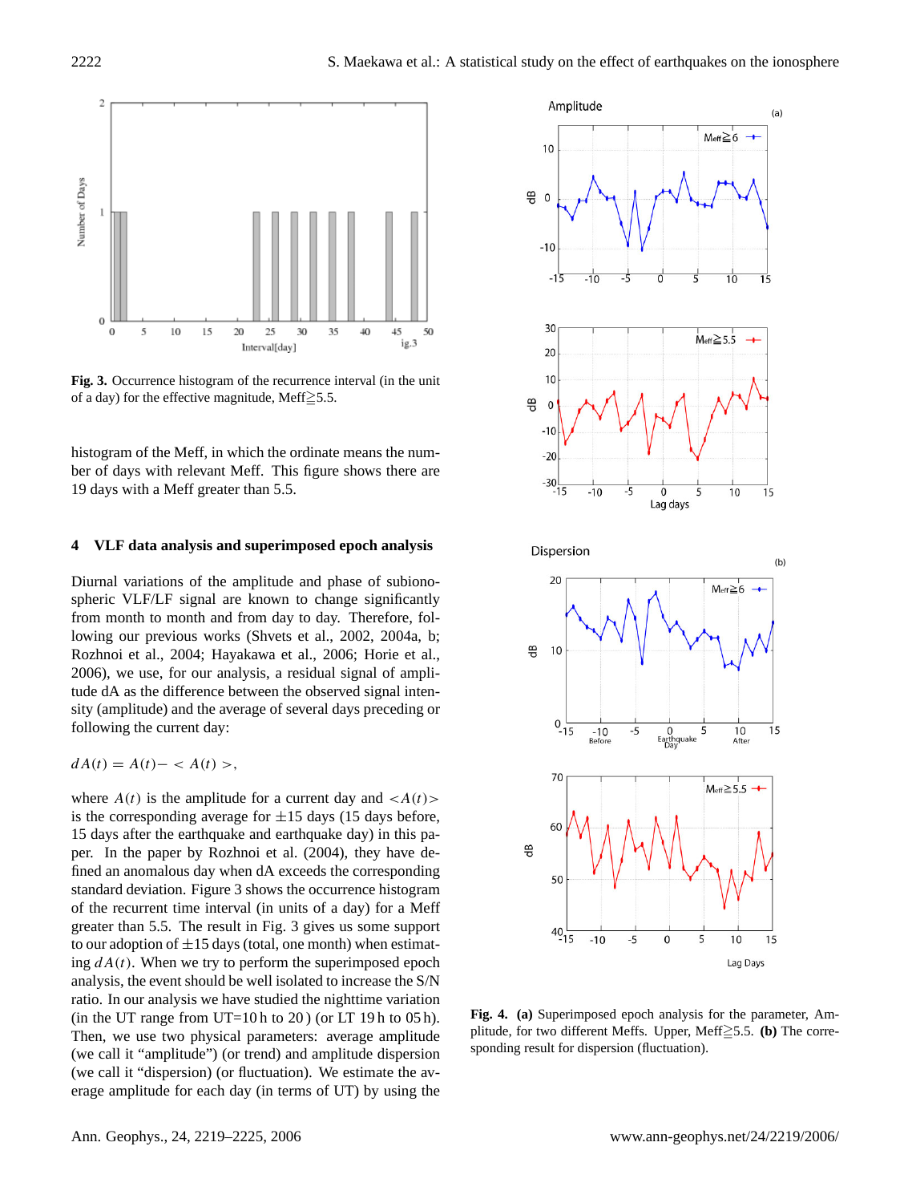**Fig. 3.** Occurrence histogram of the recurrence interval (in the unit of a day) for the effective magnitude, Meff≧5.5.

histogram of the Meff, in which the ordinate means the number of days with relevant Meff. This figure shows there are 19 days with a Meff greater than 5.5.

## 4 VLF data analysis and superimposed epoch analysis

Diurnal variations of the amplitude and phase of subionospheric VLF/LF signal are known to change significantly from month to month and from day to day. Therefore, following our previous works (Shvets et al., 2002, 2004a, b; Rozhnoi et al., 2004; Hayakawa et al., 2006; Horie et al., 2006), we use, for our analysis, a residual signal of amplitude dA as the difference between the observed signal intensity (amplitude) and the average of several days preceding or following the current day:

$$dA(t) = A(t) - < A(t) >,$$

where $A(t)$ is the amplitude for a current day and $<A(t)>$ is the corresponding average for $\pm 15$ days (15 days before, 15 days after the earthquake and earthquake day) in this paper. In the paper by Rozhnoi et al. (2004), they have defined an anomalous day when dA exceeds the corresponding standard deviation. Figure 3 shows the occurrence histogram of the recurrent time interval (in units of a day) for a Meff greater than 5.5. The result in Fig. 3 gives us some support to our adoption of $\pm 15$ days (total, one month) when estimating $dA(t)$. When we try to perform the superimposed epoch analysis, the event should be well isolated to increase the S/N ratio. In our analysis we have studied the nighttime variation (in the UT range from UT=10 h to 20 ) (or LT 19 h to 05 h). Then, we use two physical parameters: average amplitude (we call it "amplitude") (or trend) and amplitude dispersion (we call it "dispersion") (or fluctuation). We estimate the average amplitude for each day (in terms of UT) by using the

**Fig. 4.** **(a)** Superimposed epoch analysis for the parameter, Amplitude, for two different Meffs. Upper, Meff≧5.5. **(b)** The corresponding result for dispersion (fluctuation).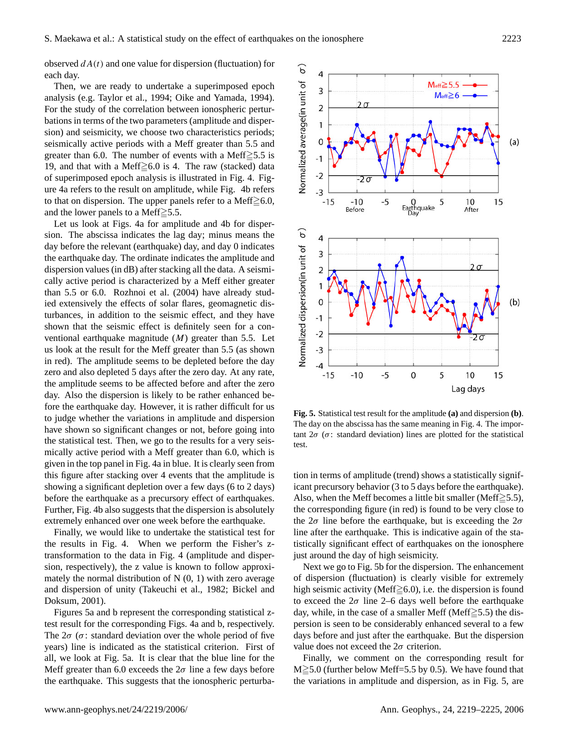observed $dA(t)$ and one value for dispersion (fluctuation) for each day.

Then, we are ready to undertake a superimposed epoch analysis (e.g. Taylor et al., 1994; Oike and Yamada, 1994). For the study of the correlation between ionospheric perturbations in terms of the two parameters (amplitude and dispersion) and seismicity, we choose two characteristics periods; seismically active periods with a Meff greater than 5.5 and greater than 6.0. The number of events with a Meff≧5.5 is 19, and that with a Meff≧6.0 is 4. The raw (stacked) data of superimposed epoch analysis is illustrated in Fig. 4. Figure 4a refers to the result on amplitude, while Fig. 4b refers to that on dispersion. The upper panels refer to a Meff≧6.0, and the lower panels to a Meff≧5.5.

Let us look at Figs. 4a for amplitude and 4b for dispersion. The abscissa indicates the lag day; minus means the day before the relevant (earthquake) day, and day 0 indicates the earthquake day. The ordinate indicates the amplitude and dispersion values (in dB) after stacking all the data. A seismically active period is characterized by a Meff either greater than 5.5 or 6.0. Rozhnoi et al. (2004) have already studied extensively the effects of solar flares, geomagnetic disturbances, in addition to the seismic effect, and they have shown that the seismic effect is definitely seen for a conventional earthquake magnitude ($M$) greater than 5.5. Let us look at the result for the Meff greater than 5.5 (as shown in red). The amplitude seems to be depleted before the day zero and also depleted 5 days after the zero day. At any rate, the amplitude seems to be affected before and after the zero day. Also the dispersion is likely to be rather enhanced before the earthquake day. However, it is rather difficult for us to judge whether the variations in amplitude and dispersion have shown so significant changes or not, before going into the statistical test. Then, we go to the results for a very seismically active period with a Meff greater than 6.0, which is given in the top panel in Fig. 4a in blue. It is clearly seen from this figure after stacking over 4 events that the amplitude is showing a significant depletion over a few days (6 to 2 days) before the earthquake as a precursory effect of earthquakes. Further, Fig. 4b also suggests that the dispersion is absolutely extremely enhanced over one week before the earthquake.

Finally, we would like to undertake the statistical test for the results in Fig. 4. When we perform the Fisher's z-transformation to the data in Fig. 4 (amplitude and dispersion, respectively), the z value is known to follow approximately the normal distribution of N (0, 1) with zero average and dispersion of unity (Takeuchi et al., 1982; Bickel and Doksum, 2001).

Figures 5a and b represent the corresponding statistical z-test result for the corresponding Figs. 4a and b, respectively. The $2\sigma$ ($\sigma$: standard deviation over the whole period of five years) line is indicated as the statistical criterion. First of all, we look at Fig. 5a. It is clear that the blue line for the Meff greater than 6.0 exceeds the $2\sigma$ line a few days before the earthquake. This suggests that the ionospheric perturbation in terms of amplitude (trend) shows a statistically significant precursory behavior (3 to 5 days before the earthquake). Also, when the Meff becomes a little bit smaller (Meff≧5.5), the corresponding figure (in red) is found to be very close to the $2\sigma$ line before the earthquake, but is exceeding the $2\sigma$ line after the earthquake. This is indicative again of the statistically significant effect of earthquakes on the ionosphere just around the day of high seismicity.

**Fig. 5.** Statistical test result for the amplitude **(a)** and dispersion **(b)**. The day on the abscissa has the same meaning in Fig. 4. The important $2\sigma$ ($\sigma$: standard deviation) lines are plotted for the statistical test.

Next we go to Fig. 5b for the dispersion. The enhancement of dispersion (fluctuation) is clearly visible for extremely high seismic activity (Meff≧6.0), i.e. the dispersion is found to exceed the $2\sigma$ line 2–6 days well before the earthquake day, while, in the case of a smaller Meff (Meff≧5.5) the dispersion is seen to be considerably enhanced several to a few days before and just after the earthquake. But the dispersion value does not exceed the $2\sigma$ criterion.

Finally, we comment on the corresponding result for M≧5.0 (further below Meff=5.5 by 0.5). We have found that the variations in amplitude and dispersion, as in Fig. 5, are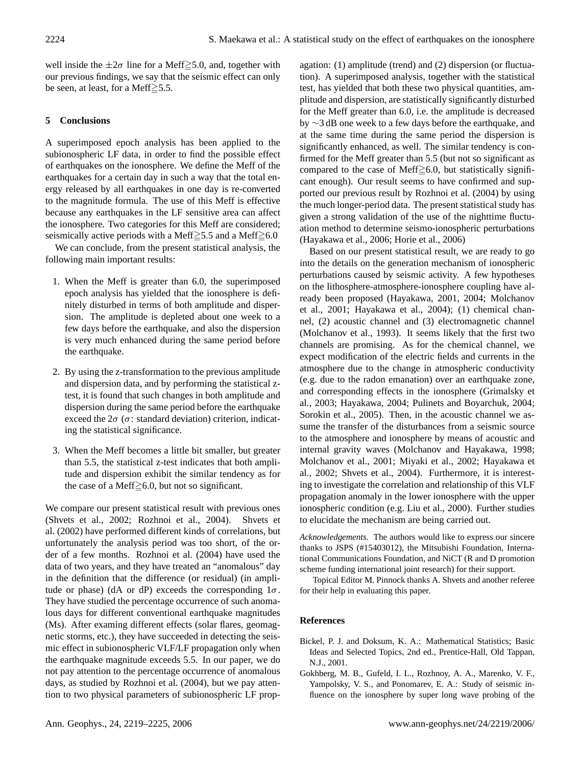well inside the $\pm 2\sigma$ line for a Meff≧5.0, and, together with our previous findings, we say that the seismic effect can only be seen, at least, for a Meff≧5.5.

## 5 Conclusions

A superimposed epoch analysis has been applied to the subionospheric LF data, in order to find the possible effect of earthquakes on the ionosphere. We define the Meff of the earthquakes for a certain day in such a way that the total energy released by all earthquakes in one day is re-converted to the magnitude formula. The use of this Meff is effective because any earthquakes in the LF sensitive area can affect the ionosphere. Two categories for this Meff are considered; seismically active periods with a Meff≧5.5 and a Meff≧6.0

We can conclude, from the present statistical analysis, the following main important results:

1. When the Meff is greater than 6.0, the superimposed epoch analysis has yielded that the ionosphere is definitely disturbed in terms of both amplitude and dispersion. The amplitude is depleted about one week to a few days before the earthquake, and also the dispersion is very much enhanced during the same period before the earthquake.

2. By using the z-transformation to the previous amplitude and dispersion data, and by performing the statistical z-test, it is found that such changes in both amplitude and dispersion during the same period before the earthquake exceed the $2\sigma$ ($\sigma$: standard deviation) criterion, indicating the statistical significance.

3. When the Meff becomes a little bit smaller, but greater than 5.5, the statistical z-test indicates that both amplitude and dispersion exhibit the similar tendency as for the case of a Meff≧6.0, but not so significant.

We compare our present statistical result with previous ones (Shvets et al., 2002; Rozhnoi et al., 2004). Shvets et al. (2002) have performed different kinds of correlations, but unfortunately the analysis period was too short, of the order of a few months. Rozhnoi et al. (2004) have used the data of two years, and they have treated an "anomalous" day in the definition that the difference (or residual) (in amplitude or phase) (dA or dP) exceeds the corresponding $1\sigma$. They have studied the percentage occurrence of such anomalous days for different conventional earthquake magnitudes (Ms). After examing different effects (solar flares, geomagnetic storms, etc.), they have succeeded in detecting the seismic effect in subionospheric VLF/LF propagation only when the earthquake magnitude exceeds 5.5. In our paper, we do not pay attention to the percentage occurrence of anomalous days, as studied by Rozhnoi et al. (2004), but we pay attention to two physical parameters of subionospheric LF propagation: (1) amplitude (trend) and (2) dispersion (or fluctuation). A superimposed analysis, together with the statistical test, has yielded that both these two physical quantities, amplitude and dispersion, are statistically significantly disturbed for the Meff greater than 6.0, i.e. the amplitude is decreased by ~3 dB one week to a few days before the earthquake, and at the same time during the same period the dispersion is significantly enhanced, as well. The similar tendency is confirmed for the Meff greater than 5.5 (but not so significant as compared to the case of Meff≧6.0, but statistically significant enough). Our result seems to have confirmed and supported our previous result by Rozhnoi et al. (2004) by using the much longer-period data. The present statistical study has given a strong validation of the use of the nighttime fluctuation method to determine seismo-ionospheric perturbations (Hayakawa et al., 2006; Horie et al., 2006)

Based on our present statistical result, we are ready to go into the details on the generation mechanism of ionospheric perturbations caused by seismic activity. A few hypotheses on the lithosphere-atmosphere-ionosphere coupling have already been proposed (Hayakawa, 2001, 2004; Molchanov et al., 2001; Hayakawa et al., 2004); (1) chemical channel, (2) acoustic channel and (3) electromagnetic channel (Molchanov et al., 1993). It seems likely that the first two channels are promising. As for the chemical channel, we expect modification of the electric fields and currents in the atmosphere due to the change in atmospheric conductivity (e.g. due to the radon emanation) over an earthquake zone, and corresponding effects in the ionosphere (Grimalsky et al., 2003; Hayakawa, 2004; Pulinets and Boyarchuk, 2004; Sorokin et al., 2005). Then, in the acoustic channel we assume the transfer of the disturbances from a seismic source to the atmosphere and ionosphere by means of acoustic and internal gravity waves (Molchanov and Hayakawa, 1998; Molchanov et al., 2001; Miyaki et al., 2002; Hayakawa et al., 2002; Shvets et al., 2004). Furthermore, it is interesting to investigate the correlation and relationship of this VLF propagation anomaly in the lower ionosphere with the upper ionospheric condition (e.g. Liu et al., 2000). Further studies to elucidate the mechanism are being carried out.

*Acknowledgements.* The authors would like to express our sincere thanks to JSPS (#15403012), the Mitsubishi Foundation, International Communications Foundation, and NiCT (R and D promotion scheme funding international joint research) for their support.

Topical Editor M. Pinnock thanks A. Shvets and another referee for their help in evaluating this paper.

## References

Bickel, P. J. and Doksum, K. A.: Mathematical Statistics; Basic Ideas and Selected Topics, 2nd ed., Prentice-Hall, Old Tappan, N.J., 2001.

Gokhberg, M. B., Gufeld, I. L., Rozhnoy, A. A., Marenko, V. F., Yampolsky, V. S., and Ponomarev, E. A.: Study of seismic influence on the ionosphere by super long wave probing of the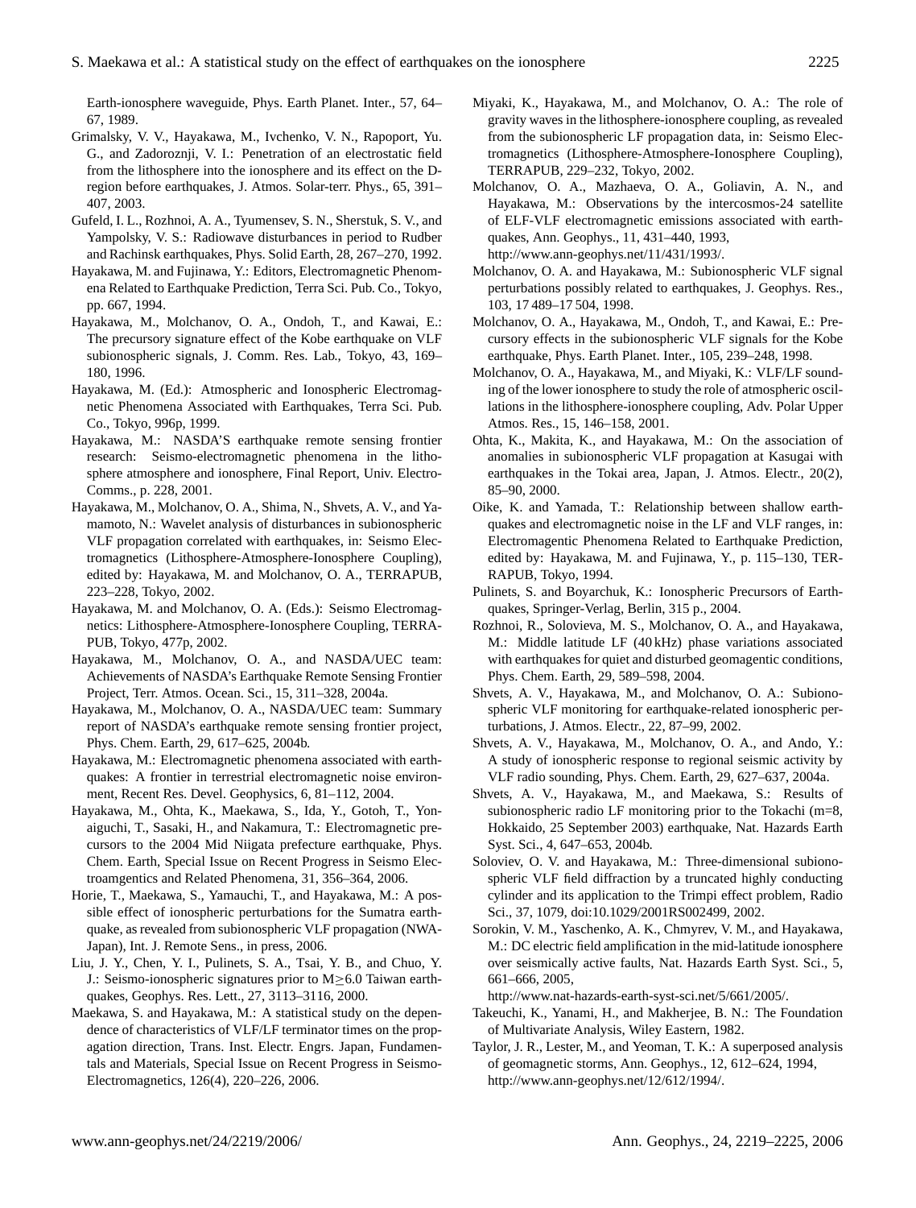Earth-ionosphere waveguide, Phys. Earth Planet. Inter., 57, 64–67, 1989.

Grimalsky, V. V., Hayakawa, M., Ivchenko, V. N., Rapoport, Yu. G., and Zadoroznji, V. I.: Penetration of an electrostatic field from the lithosphere into the ionosphere and its effect on the D-region before earthquakes, J. Atmos. Solar-terr. Phys., 65, 391–407, 2003.

Gufeld, I. L., Rozhnoi, A. A., Tyumensev, S. N., Sherstuk, S. V., and Yampolsky, V. S.: Radiowave disturbances in period to Rudber and Rachinsk earthquakes, Phys. Solid Earth, 28, 267–270, 1992.

Hayakawa, M. and Fujinawa, Y.: Editors, Electromagnetic Phenomena Related to Earthquake Prediction, Terra Sci. Pub. Co., Tokyo, pp. 667, 1994.

Hayakawa, M., Molchanov, O. A., Ondoh, T., and Kawai, E.: The precursory signature effect of the Kobe earthquake on VLF subionospheric signals, J. Comm. Res. Lab., Tokyo, 43, 169–180, 1996.

Hayakawa, M. (Ed.): Atmospheric and Ionospheric Electromagnetic Phenomena Associated with Earthquakes, Terra Sci. Pub. Co., Tokyo, 996p, 1999.

Hayakawa, M.: NASDA'S earthquake remote sensing frontier research: Seismo-electromagnetic phenomena in the lithosphere atmosphere and ionosphere, Final Report, Univ. Electro-Comms., p. 228, 2001.

Hayakawa, M., Molchanov, O. A., Shima, N., Shvets, A. V., and Yamamoto, N.: Wavelet analysis of disturbances in subionospheric VLF propagation correlated with earthquakes, in: Seismo Electromagnetics (Lithosphere-Atmosphere-Ionosphere Coupling), edited by: Hayakawa, M. and Molchanov, O. A., TERRAPUB, 223–228, Tokyo, 2002.

Hayakawa, M. and Molchanov, O. A. (Eds.): Seismo Electromagnetics: Lithosphere-Atmosphere-Ionosphere Coupling, TERRAPUB, Tokyo, 477p, 2002.

Hayakawa, M., Molchanov, O. A., and NASDA/UEC team: Achievements of NASDA's Earthquake Remote Sensing Frontier Project, Terr. Atmos. Ocean. Sci., 15, 311–328, 2004a.

Hayakawa, M., Molchanov, O. A., NASDA/UEC team: Summary report of NASDA's earthquake remote sensing frontier project, Phys. Chem. Earth, 29, 617–625, 2004b.

Hayakawa, M.: Electromagnetic phenomena associated with earthquakes: A frontier in terrestrial electromagnetic noise environment, Recent Res. Devel. Geophysics, 6, 81–112, 2004.

Hayakawa, M., Ohta, K., Maekawa, S., Ida, Y., Gotoh, T., Yonaiguchi, T., Sasaki, H., and Nakamura, T.: Electromagnetic precursors to the 2004 Mid Niigata prefecture earthquake, Phys. Chem. Earth, Special Issue on Recent Progress in Seismo Electroamgentics and Related Phenomena, 31, 356–364, 2006.

Horie, T., Maekawa, S., Yamauchi, T., and Hayakawa, M.: A possible effect of ionospheric perturbations for the Sumatra earthquake, as revealed from subionospheric VLF propagation (NWA-Japan), Int. J. Remote Sens., in press, 2006.

Liu, J. Y., Chen, Y. I., Pulinets, S. A., Tsai, Y. B., and Chuo, Y. J.: Seismo-ionospheric signatures prior to M≥6.0 Taiwan earthquakes, Geophys. Res. Lett., 27, 3113–3116, 2000.

Maekawa, S. and Hayakawa, M.: A statistical study on the dependence of characteristics of VLF/LF terminator times on the propagation direction, Trans. Inst. Electr. Engrs. Japan, Fundamentals and Materials, Special Issue on Recent Progress in Seismo-Electromagnetics, 126(4), 220–226, 2006.

Miyaki, K., Hayakawa, M., and Molchanov, O. A.: The role of gravity waves in the lithosphere-ionosphere coupling, as revealed from the subionospheric LF propagation data, in: Seismo Electromagnetics (Lithosphere-Atmosphere-Ionosphere Coupling), TERRAPUB, 229–232, Tokyo, 2002.

Molchanov, O. A., Mazhaeva, O. A., Goliavin, A. N., and Hayakawa, M.: Observations by the intercosmos-24 satellite of ELF-VLF electromagnetic emissions associated with earthquakes, Ann. Geophys., 11, 431–440, 1993, http://www.ann-geophys.net/11/431/1993/.

Molchanov, O. A. and Hayakawa, M.: Subionospheric VLF signal perturbations possibly related to earthquakes, J. Geophys. Res., 103, 17 489–17 504, 1998.

Molchanov, O. A., Hayakawa, M., Ondoh, T., and Kawai, E.: Precursory effects in the subionospheric VLF signals for the Kobe earthquake, Phys. Earth Planet. Inter., 105, 239–248, 1998.

Molchanov, O. A., Hayakawa, M., and Miyaki, K.: VLF/LF sounding of the lower ionosphere to study the role of atmospheric oscillations in the lithosphere-ionosphere coupling, Adv. Polar Upper Atmos. Res., 15, 146–158, 2001.

Ohta, K., Makita, K., and Hayakawa, M.: On the association of anomalies in subionospheric VLF propagation at Kasugai with earthquakes in the Tokai area, Japan, J. Atmos. Electr., 20(2), 85–90, 2000.

Oike, K. and Yamada, T.: Relationship between shallow earthquakes and electromagnetic noise in the LF and VLF ranges, in: Electromagentic Phenomena Related to Earthquake Prediction, edited by: Hayakawa, M. and Fujinawa, Y., p. 115–130, TERRAPUB, Tokyo, 1994.

Pulinets, S. and Boyarchuk, K.: Ionospheric Precursors of Earthquakes, Springer-Verlag, Berlin, 315 p., 2004.

Rozhnoi, R., Solovieva, M. S., Molchanov, O. A., and Hayakawa, M.: Middle latitude LF (40 kHz) phase variations associated with earthquakes for quiet and disturbed geomagentic conditions, Phys. Chem. Earth, 29, 589–598, 2004.

Shvets, A. V., Hayakawa, M., and Molchanov, O. A.: Subionospheric VLF monitoring for earthquake-related ionospheric perturbations, J. Atmos. Electr., 22, 87–99, 2002.

Shvets, A. V., Hayakawa, M., Molchanov, O. A., and Ando, Y.: A study of ionospheric response to regional seismic activity by VLF radio sounding, Phys. Chem. Earth, 29, 627–637, 2004a.

Shvets, A. V., Hayakawa, M., and Maekawa, S.: Results of subionospheric radio LF monitoring prior to the Tokachi (m=8, Hokkaido, 25 September 2003) earthquake, Nat. Hazards Earth Syst. Sci., 4, 647–653, 2004b.

Soloviev, O. V. and Hayakawa, M.: Three-dimensional subionospheric VLF field diffraction by a truncated highly conducting cylinder and its application to the Trimpi effect problem, Radio Sci., 37, 1079, doi:10.1029/2001RS002499, 2002.

Sorokin, V. M., Yaschenko, A. K., Chmyrev, V. M., and Hayakawa, M.: DC electric field amplification in the mid-latitude ionosphere over seismically active faults, Nat. Hazards Earth Syst. Sci., 5, 661–666, 2005, http://www.nat-hazards-earth-syst-sci.net/5/661/2005/.

Takeuchi, K., Yanami, H., and Makherjee, B. N.: The Foundation of Multivariate Analysis, Wiley Eastern, 1982.

Taylor, J. R., Lester, M., and Yeoman, T. K.: A superposed analysis of geomagnetic storms, Ann. Geophys., 12, 612–624, 1994, http://www.ann-geophys.net/12/612/1994/.